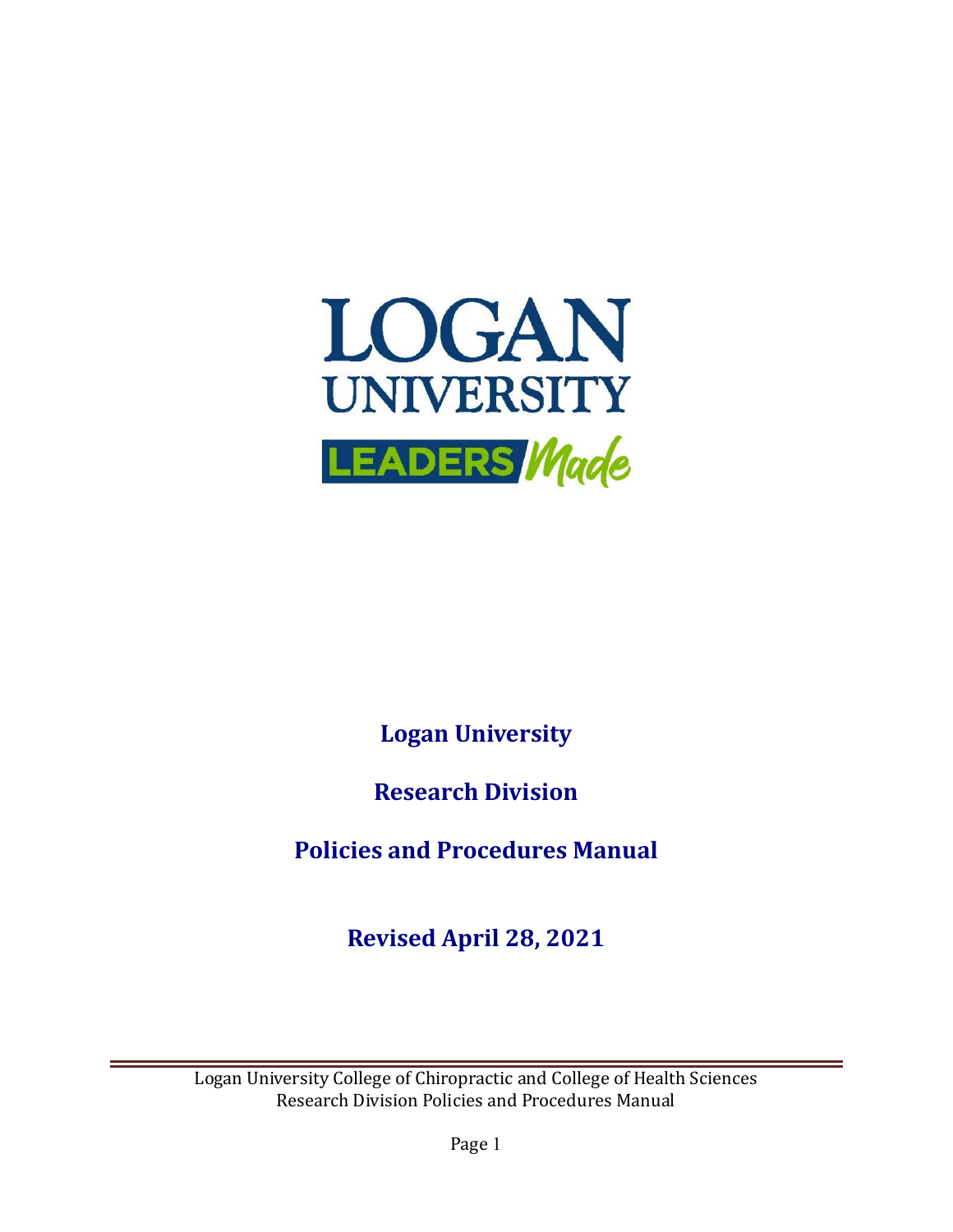LOGAN UNIVERSITY

LEADERS Made

# Logan University

# Research Division

# Policies and Procedures Manual

## Revised April 28, 2021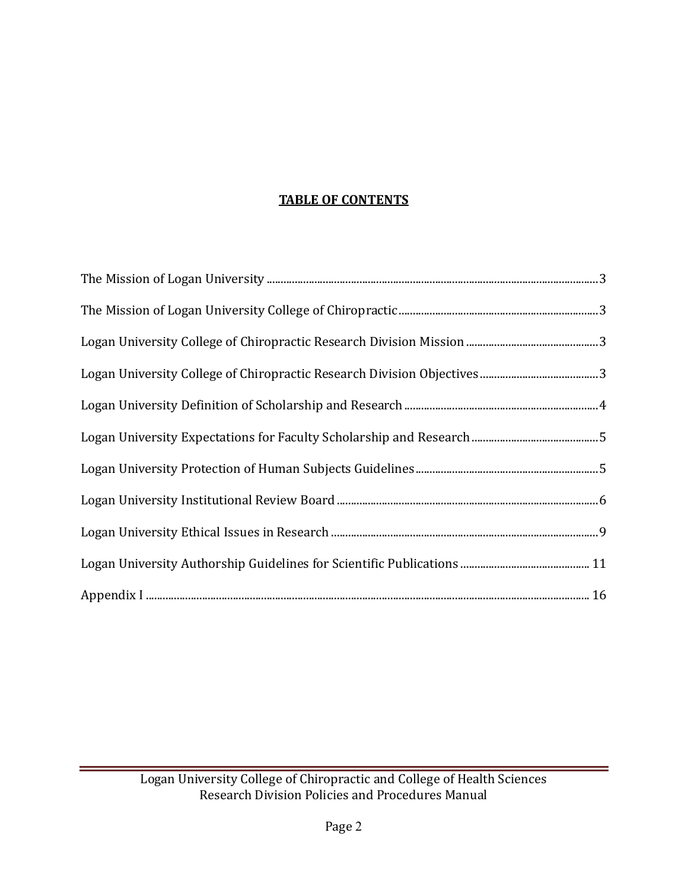# TABLE OF CONTENTS

The Mission of Logan University ........................................ 3

The Mission of Logan University College of Chiropractic ........................................ 3

Logan University College of Chiropractic Research Division Mission ........................................ 3

Logan University College of Chiropractic Research Division Objectives ........................................ 3

Logan University Definition of Scholarship and Research ........................................ 4

Logan University Expectations for Faculty Scholarship and Research ........................................ 5

Logan University Protection of Human Subjects Guidelines ........................................ 5

Logan University Institutional Review Board ........................................ 6

Logan University Ethical Issues in Research ........................................ 9

Logan University Authorship Guidelines for Scientific Publications ........................................ 11

Appendix I ........................................ 16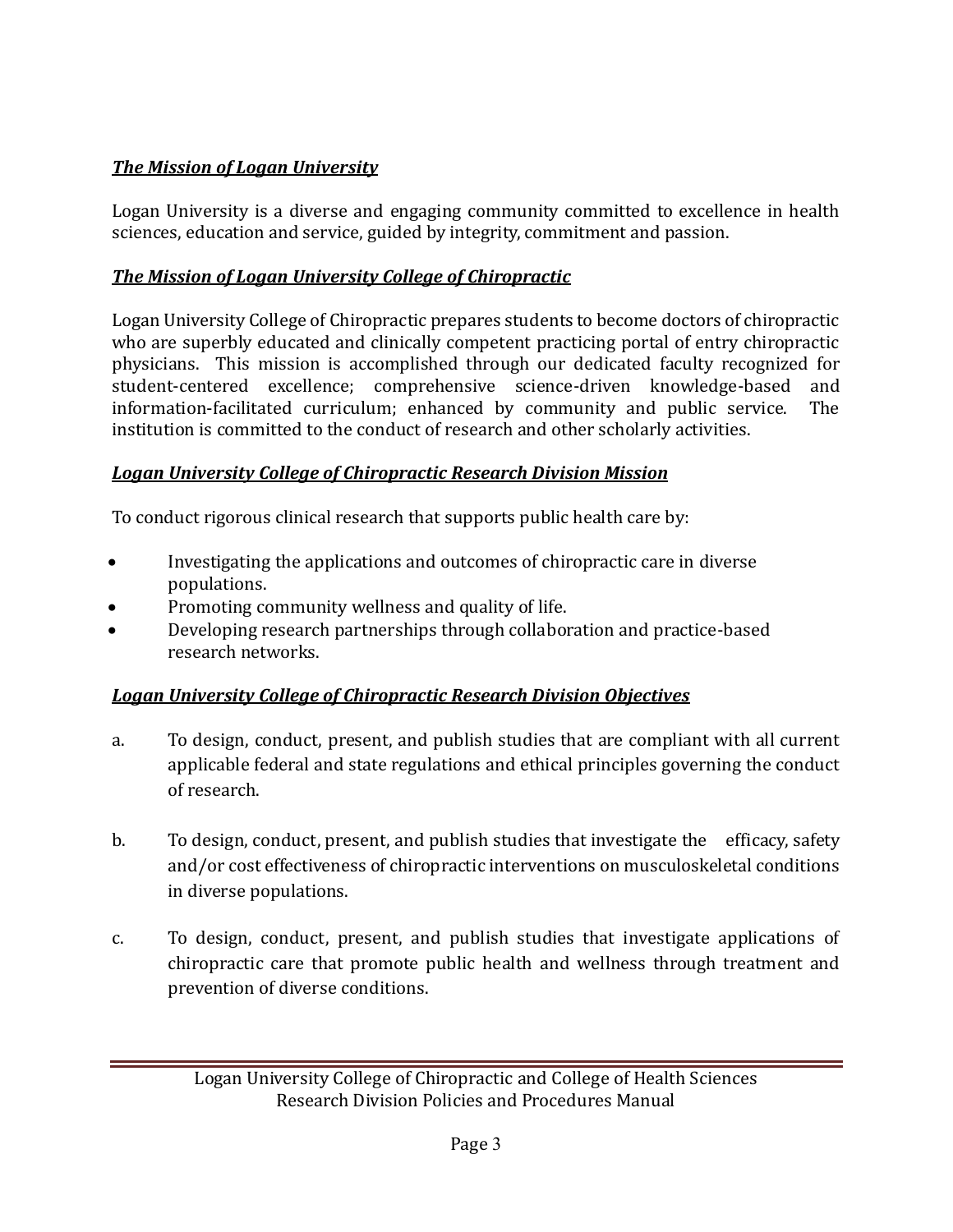***The Mission of Logan University***

Logan University is a diverse and engaging community committed to excellence in health sciences, education and service, guided by integrity, commitment and passion.

***The Mission of Logan University College of Chiropractic***

Logan University College of Chiropractic prepares students to become doctors of chiropractic who are superbly educated and clinically competent practicing portal of entry chiropractic physicians. This mission is accomplished through our dedicated faculty recognized for student-centered excellence; comprehensive science-driven knowledge-based and information-facilitated curriculum; enhanced by community and public service. The institution is committed to the conduct of research and other scholarly activities.

***Logan University College of Chiropractic Research Division Mission***

To conduct rigorous clinical research that supports public health care by:

- Investigating the applications and outcomes of chiropractic care in diverse populations.
- Promoting community wellness and quality of life.
- Developing research partnerships through collaboration and practice-based research networks.

***Logan University College of Chiropractic Research Division Objectives***

a. To design, conduct, present, and publish studies that are compliant with all current applicable federal and state regulations and ethical principles governing the conduct of research.

b. To design, conduct, present, and publish studies that investigate the efficacy, safety and/or cost effectiveness of chiropractic interventions on musculoskeletal conditions in diverse populations.

c. To design, conduct, present, and publish studies that investigate applications of chiropractic care that promote public health and wellness through treatment and prevention of diverse conditions.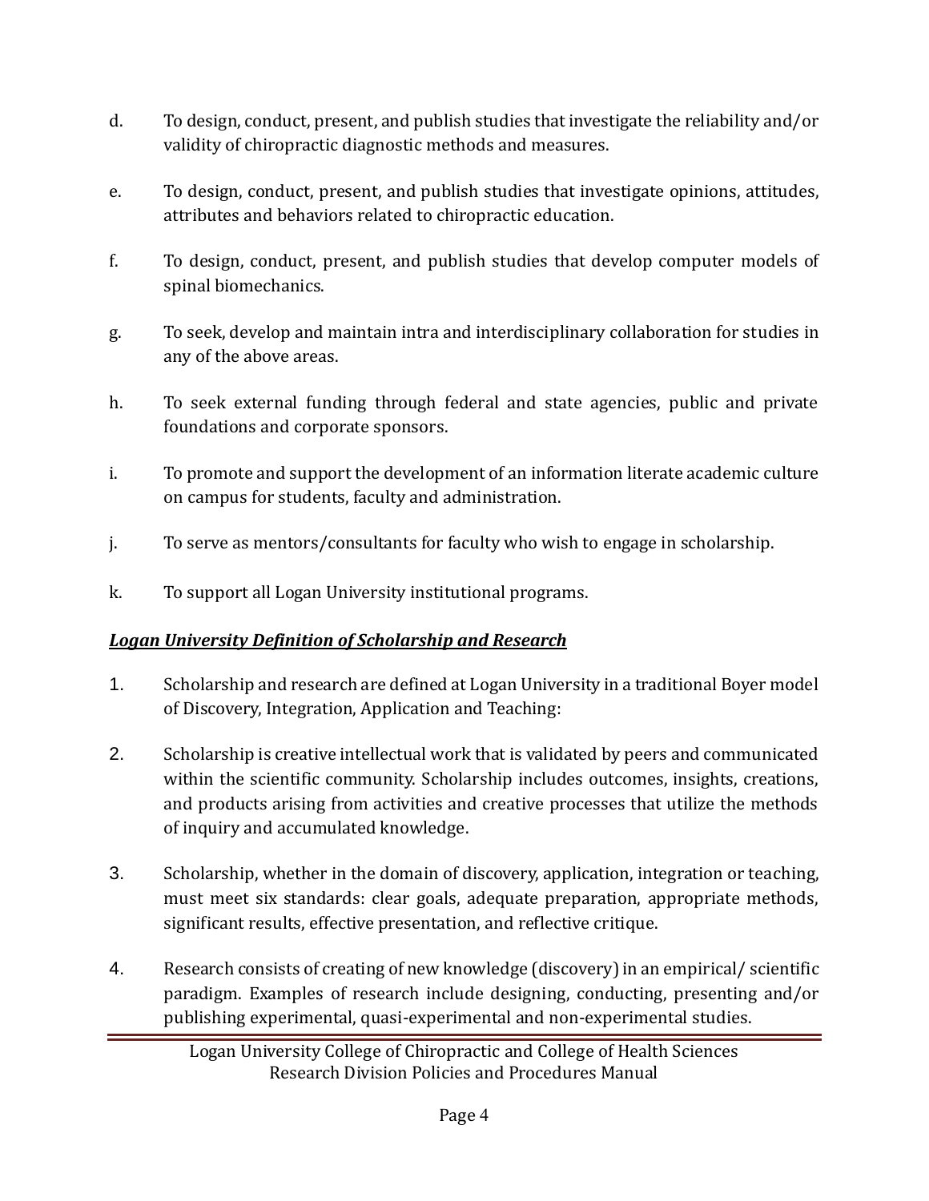d. To design, conduct, present, and publish studies that investigate the reliability and/or validity of chiropractic diagnostic methods and measures.

e. To design, conduct, present, and publish studies that investigate opinions, attitudes, attributes and behaviors related to chiropractic education.

f. To design, conduct, present, and publish studies that develop computer models of spinal biomechanics.

g. To seek, develop and maintain intra and interdisciplinary collaboration for studies in any of the above areas.

h. To seek external funding through federal and state agencies, public and private foundations and corporate sponsors.

i. To promote and support the development of an information literate academic culture on campus for students, faculty and administration.

j. To serve as mentors/consultants for faculty who wish to engage in scholarship.

k. To support all Logan University institutional programs.

***<u>Logan University Definition of Scholarship and Research</u>***

1. Scholarship and research are defined at Logan University in a traditional Boyer model of Discovery, Integration, Application and Teaching:

2. Scholarship is creative intellectual work that is validated by peers and communicated within the scientific community. Scholarship includes outcomes, insights, creations, and products arising from activities and creative processes that utilize the methods of inquiry and accumulated knowledge.

3. Scholarship, whether in the domain of discovery, application, integration or teaching, must meet six standards: clear goals, adequate preparation, appropriate methods, significant results, effective presentation, and reflective critique.

4. Research consists of creating of new knowledge (discovery) in an empirical/ scientific paradigm. Examples of research include designing, conducting, presenting and/or publishing experimental, quasi-experimental and non-experimental studies.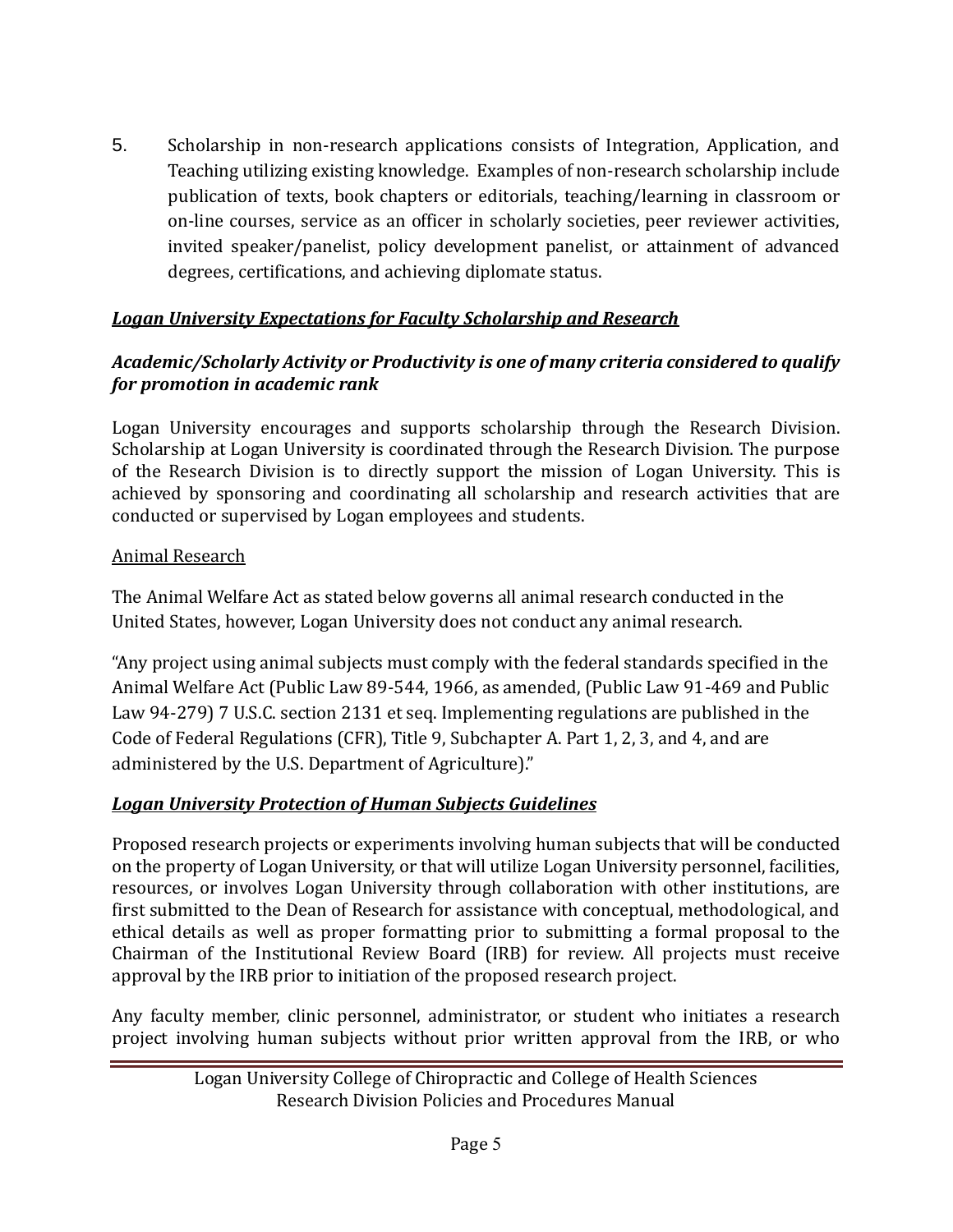5. Scholarship in non-research applications consists of Integration, Application, and Teaching utilizing existing knowledge. Examples of non-research scholarship include publication of texts, book chapters or editorials, teaching/learning in classroom or on-line courses, service as an officer in scholarly societies, peer reviewer activities, invited speaker/panelist, policy development panelist, or attainment of advanced degrees, certifications, and achieving diplomate status.

***Logan University Expectations for Faculty Scholarship and Research***

***Academic/Scholarly Activity or Productivity is one of many criteria considered to qualify for promotion in academic rank***

Logan University encourages and supports scholarship through the Research Division. Scholarship at Logan University is coordinated through the Research Division. The purpose of the Research Division is to directly support the mission of Logan University. This is achieved by sponsoring and coordinating all scholarship and research activities that are conducted or supervised by Logan employees and students.

Animal Research

The Animal Welfare Act as stated below governs all animal research conducted in the United States, however, Logan University does not conduct any animal research.

"Any project using animal subjects must comply with the federal standards specified in the Animal Welfare Act (Public Law 89-544, 1966, as amended, (Public Law 91-469 and Public Law 94-279) 7 U.S.C. section 2131 et seq. Implementing regulations are published in the Code of Federal Regulations (CFR), Title 9, Subchapter A. Part 1, 2, 3, and 4, and are administered by the U.S. Department of Agriculture)."

***Logan University Protection of Human Subjects Guidelines***

Proposed research projects or experiments involving human subjects that will be conducted on the property of Logan University, or that will utilize Logan University personnel, facilities, resources, or involves Logan University through collaboration with other institutions, are first submitted to the Dean of Research for assistance with conceptual, methodological, and ethical details as well as proper formatting prior to submitting a formal proposal to the Chairman of the Institutional Review Board (IRB) for review. All projects must receive approval by the IRB prior to initiation of the proposed research project.

Any faculty member, clinic personnel, administrator, or student who initiates a research project involving human subjects without prior written approval from the IRB, or who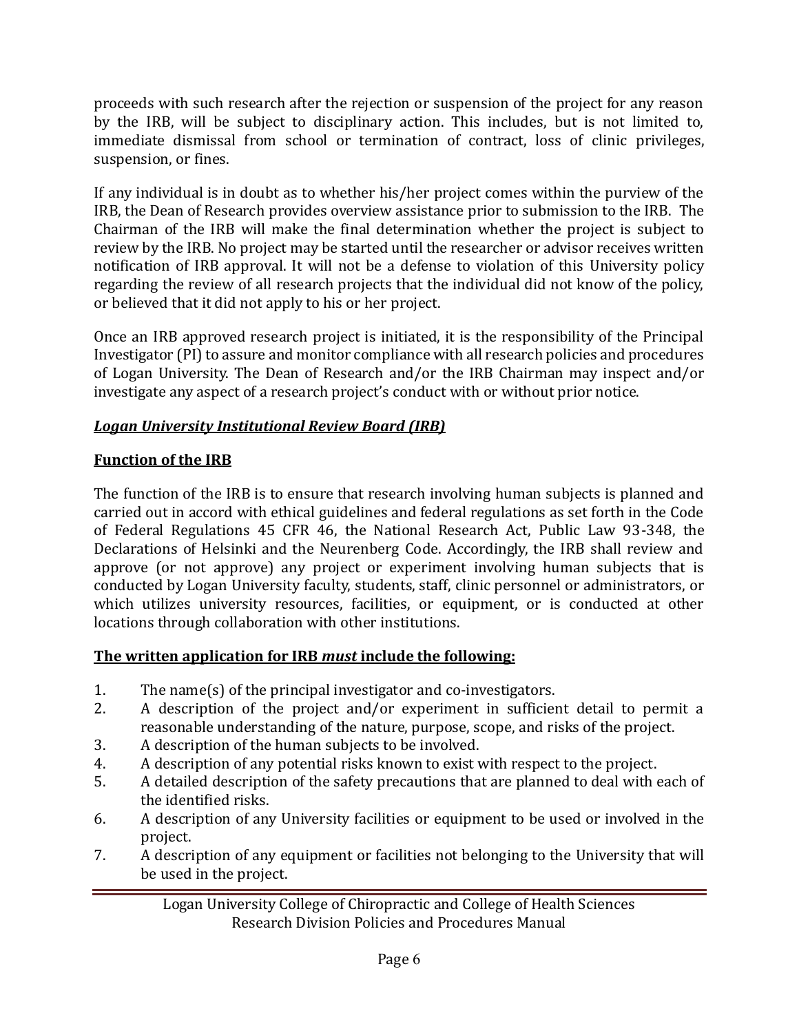proceeds with such research after the rejection or suspension of the project for any reason by the IRB, will be subject to disciplinary action. This includes, but is not limited to, immediate dismissal from school or termination of contract, loss of clinic privileges, suspension, or fines.

If any individual is in doubt as to whether his/her project comes within the purview of the IRB, the Dean of Research provides overview assistance prior to submission to the IRB. The Chairman of the IRB will make the final determination whether the project is subject to review by the IRB. No project may be started until the researcher or advisor receives written notification of IRB approval. It will not be a defense to violation of this University policy regarding the review of all research projects that the individual did not know of the policy, or believed that it did not apply to his or her project.

Once an IRB approved research project is initiated, it is the responsibility of the Principal Investigator (PI) to assure and monitor compliance with all research policies and procedures of Logan University. The Dean of Research and/or the IRB Chairman may inspect and/or investigate any aspect of a research project's conduct with or without prior notice.

***Logan University Institutional Review Board (IRB)***

**Function of the IRB**

The function of the IRB is to ensure that research involving human subjects is planned and carried out in accord with ethical guidelines and federal regulations as set forth in the Code of Federal Regulations 45 CFR 46, the National Research Act, Public Law 93-348, the Declarations of Helsinki and the Neurenberg Code. Accordingly, the IRB shall review and approve (or not approve) any project or experiment involving human subjects that is conducted by Logan University faculty, students, staff, clinic personnel or administrators, or which utilizes university resources, facilities, or equipment, or is conducted at other locations through collaboration with other institutions.

**The written application for IRB *must* include the following:**

1. The name(s) of the principal investigator and co-investigators.
2. A description of the project and/or experiment in sufficient detail to permit a reasonable understanding of the nature, purpose, scope, and risks of the project.
3. A description of the human subjects to be involved.
4. A description of any potential risks known to exist with respect to the project.
5. A detailed description of the safety precautions that are planned to deal with each of the identified risks.
6. A description of any University facilities or equipment to be used or involved in the project.
7. A description of any equipment or facilities not belonging to the University that will be used in the project.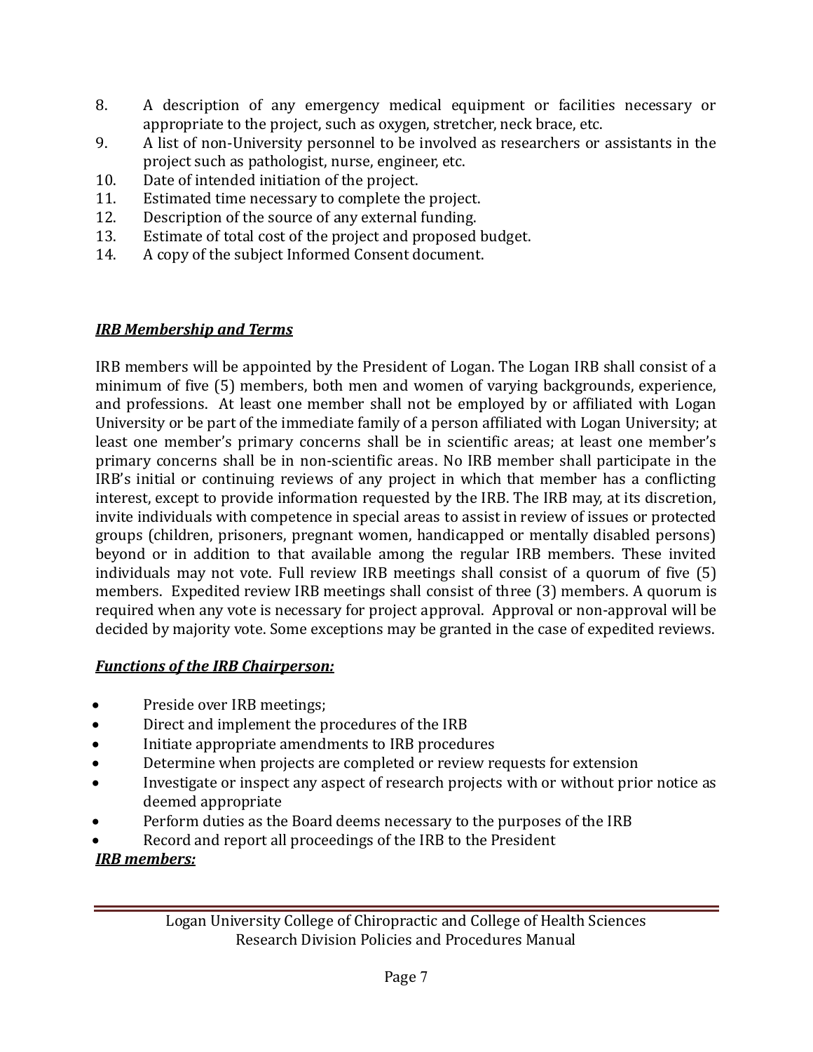8. A description of any emergency medical equipment or facilities necessary or appropriate to the project, such as oxygen, stretcher, neck brace, etc.
9. A list of non-University personnel to be involved as researchers or assistants in the project such as pathologist, nurse, engineer, etc.
10. Date of intended initiation of the project.
11. Estimated time necessary to complete the project.
12. Description of the source of any external funding.
13. Estimate of total cost of the project and proposed budget.
14. A copy of the subject Informed Consent document.

***IRB Membership and Terms***

IRB members will be appointed by the President of Logan. The Logan IRB shall consist of a minimum of five (5) members, both men and women of varying backgrounds, experience, and professions. At least one member shall not be employed by or affiliated with Logan University or be part of the immediate family of a person affiliated with Logan University; at least one member's primary concerns shall be in scientific areas; at least one member's primary concerns shall be in non-scientific areas. No IRB member shall participate in the IRB's initial or continuing reviews of any project in which that member has a conflicting interest, except to provide information requested by the IRB. The IRB may, at its discretion, invite individuals with competence in special areas to assist in review of issues or protected groups (children, prisoners, pregnant women, handicapped or mentally disabled persons) beyond or in addition to that available among the regular IRB members. These invited individuals may not vote. Full review IRB meetings shall consist of a quorum of five (5) members. Expedited review IRB meetings shall consist of three (3) members. A quorum is required when any vote is necessary for project approval. Approval or non-approval will be decided by majority vote. Some exceptions may be granted in the case of expedited reviews.

***Functions of the IRB Chairperson:***

- Preside over IRB meetings;
- Direct and implement the procedures of the IRB
- Initiate appropriate amendments to IRB procedures
- Determine when projects are completed or review requests for extension
- Investigate or inspect any aspect of research projects with or without prior notice as deemed appropriate
- Perform duties as the Board deems necessary to the purposes of the IRB
- Record and report all proceedings of the IRB to the President

***IRB members:***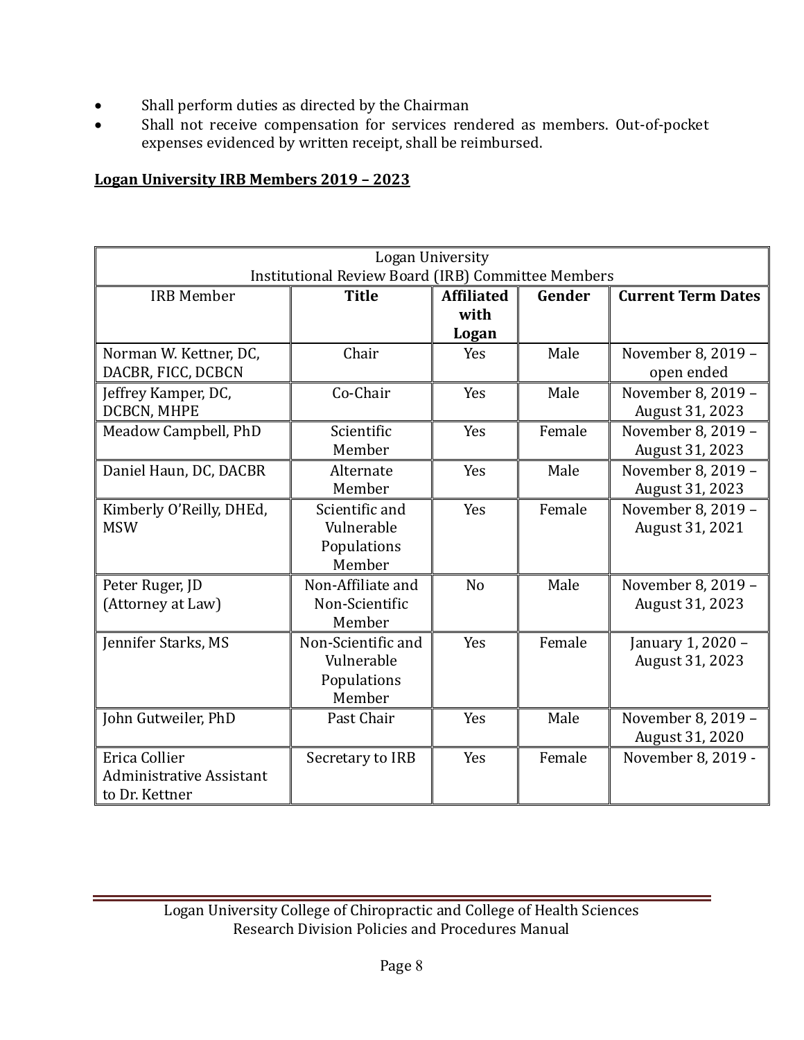- Shall perform duties as directed by the Chairman
- Shall not receive compensation for services rendered as members. Out-of-pocket expenses evidenced by written receipt, shall be reimbursed.

**Logan University IRB Members 2019 – 2023**

| Logan University Institutional Review Board (IRB) Committee Members | | | | |
|---|---|---|---|---|
| IRB Member | **Title** | **Affiliated with Logan** | **Gender** | **Current Term Dates** |
| Norman W. Kettner, DC, DACBR, FICC, DCBCN | Chair | Yes | Male | November 8, 2019 – open ended |
| Jeffrey Kamper, DC, DCBCN, MHPE | Co-Chair | Yes | Male | November 8, 2019 – August 31, 2023 |
| Meadow Campbell, PhD | Scientific Member | Yes | Female | November 8, 2019 – August 31, 2023 |
| Daniel Haun, DC, DACBR | Alternate Member | Yes | Male | November 8, 2019 – August 31, 2023 |
| Kimberly O'Reilly, DHEd, MSW | Scientific and Vulnerable Populations Member | Yes | Female | November 8, 2019 – August 31, 2021 |
| Peter Ruger, JD (Attorney at Law) | Non-Affiliate and Non-Scientific Member | No | Male | November 8, 2019 – August 31, 2023 |
| Jennifer Starks, MS | Non-Scientific and Vulnerable Populations Member | Yes | Female | January 1, 2020 – August 31, 2023 |
| John Gutweiler, PhD | Past Chair | Yes | Male | November 8, 2019 – August 31, 2020 |
| Erica Collier Administrative Assistant to Dr. Kettner | Secretary to IRB | Yes | Female | November 8, 2019 - |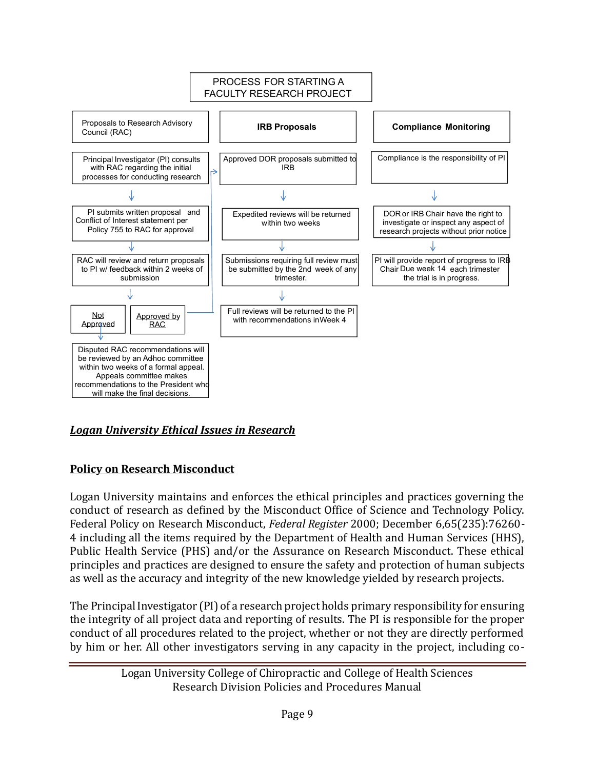## PROCESS FOR STARTING A FACULTY RESEARCH PROJECT

**Proposals to Research Advisory Council (RAC)**

- Principal Investigator (PI) consults with RAC regarding the initial processes for conducting research
- PI submits written proposal and Conflict of Interest statement per Policy 755 to RAC for approval
- RAC will review and return proposals to PI w/ feedback within 2 weeks of submission
- Not Approved → Disputed RAC recommendations will be reviewed by an Adhoc committee within two weeks of a formal appeal. Appeals committee makes recommendations to the President who will make the final decisions.
- Approved by RAC → IRB Proposals

**IRB Proposals**

- Approved DOR proposals submitted to IRB
- Expedited reviews will be returned within two weeks
- Submissions requiring full review must be submitted by the 2nd week of any trimester.
- Full reviews will be returned to the PI with recommendations in Week 4

**Compliance Monitoring**

- Compliance is the responsibility of PI
- DOR or IRB Chair have the right to investigate or inspect any aspect of research projects without prior notice
- PI will provide report of progress to IRB Chair Due week 14 each trimester the trial is in progress.

***Logan University Ethical Issues in Research***

**Policy on Research Misconduct**

Logan University maintains and enforces the ethical principles and practices governing the conduct of research as defined by the Misconduct Office of Science and Technology Policy. Federal Policy on Research Misconduct, *Federal Register* 2000; December 6,65(235):76260-4 including all the items required by the Department of Health and Human Services (HHS), Public Health Service (PHS) and/or the Assurance on Research Misconduct. These ethical principles and practices are designed to ensure the safety and protection of human subjects as well as the accuracy and integrity of the new knowledge yielded by research projects.

The Principal Investigator (PI) of a research project holds primary responsibility for ensuring the integrity of all project data and reporting of results. The PI is responsible for the proper conduct of all procedures related to the project, whether or not they are directly performed by him or her. All other investigators serving in any capacity in the project, including co-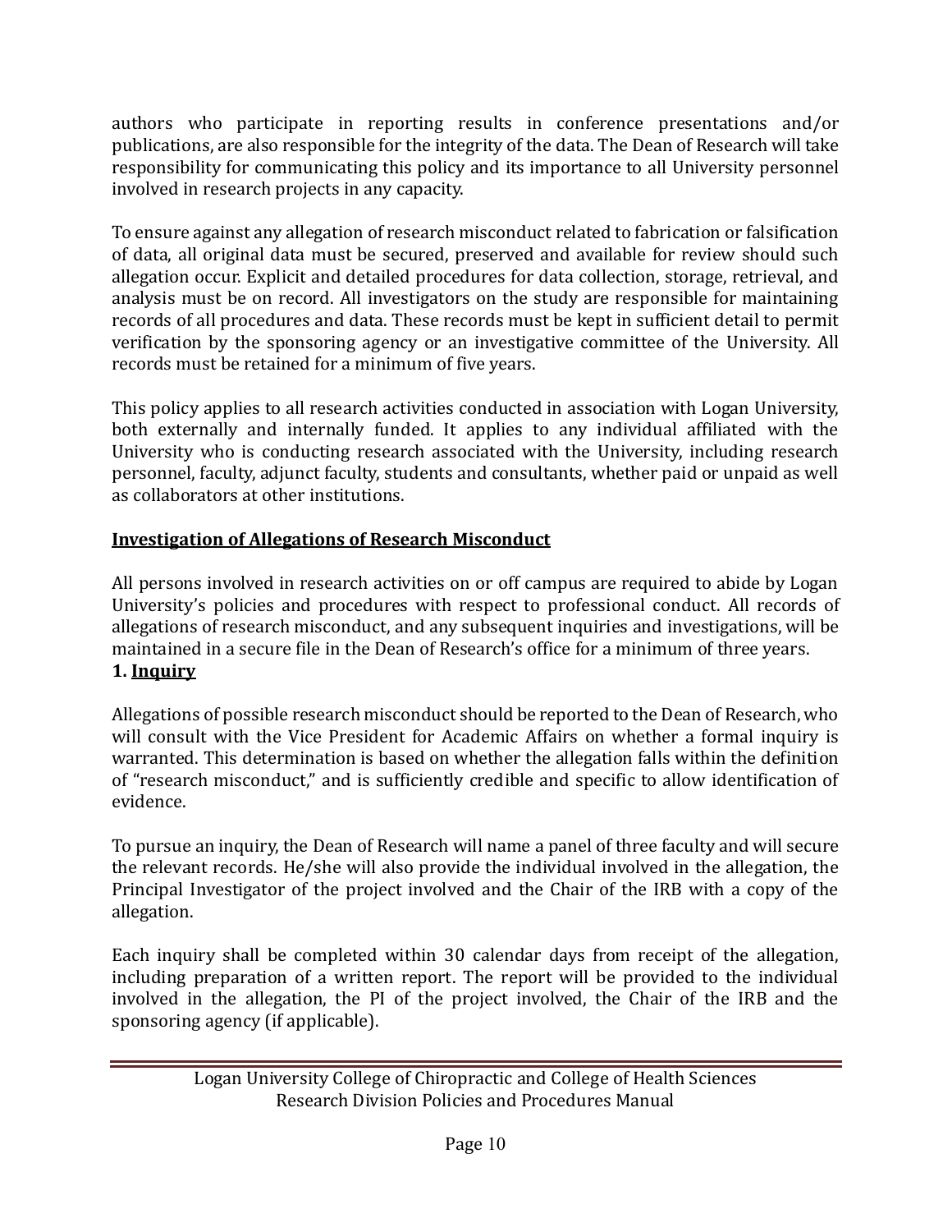authors who participate in reporting results in conference presentations and/or publications, are also responsible for the integrity of the data. The Dean of Research will take responsibility for communicating this policy and its importance to all University personnel involved in research projects in any capacity.

To ensure against any allegation of research misconduct related to fabrication or falsification of data, all original data must be secured, preserved and available for review should such allegation occur. Explicit and detailed procedures for data collection, storage, retrieval, and analysis must be on record. All investigators on the study are responsible for maintaining records of all procedures and data. These records must be kept in sufficient detail to permit verification by the sponsoring agency or an investigative committee of the University. All records must be retained for a minimum of five years.

This policy applies to all research activities conducted in association with Logan University, both externally and internally funded. It applies to any individual affiliated with the University who is conducting research associated with the University, including research personnel, faculty, adjunct faculty, students and consultants, whether paid or unpaid as well as collaborators at other institutions.

## Investigation of Allegations of Research Misconduct

All persons involved in research activities on or off campus are required to abide by Logan University's policies and procedures with respect to professional conduct. All records of allegations of research misconduct, and any subsequent inquiries and investigations, will be maintained in a secure file in the Dean of Research's office for a minimum of three years.

### 1. Inquiry

Allegations of possible research misconduct should be reported to the Dean of Research, who will consult with the Vice President for Academic Affairs on whether a formal inquiry is warranted. This determination is based on whether the allegation falls within the definition of "research misconduct," and is sufficiently credible and specific to allow identification of evidence.

To pursue an inquiry, the Dean of Research will name a panel of three faculty and will secure the relevant records. He/she will also provide the individual involved in the allegation, the Principal Investigator of the project involved and the Chair of the IRB with a copy of the allegation.

Each inquiry shall be completed within 30 calendar days from receipt of the allegation, including preparation of a written report. The report will be provided to the individual involved in the allegation, the PI of the project involved, the Chair of the IRB and the sponsoring agency (if applicable).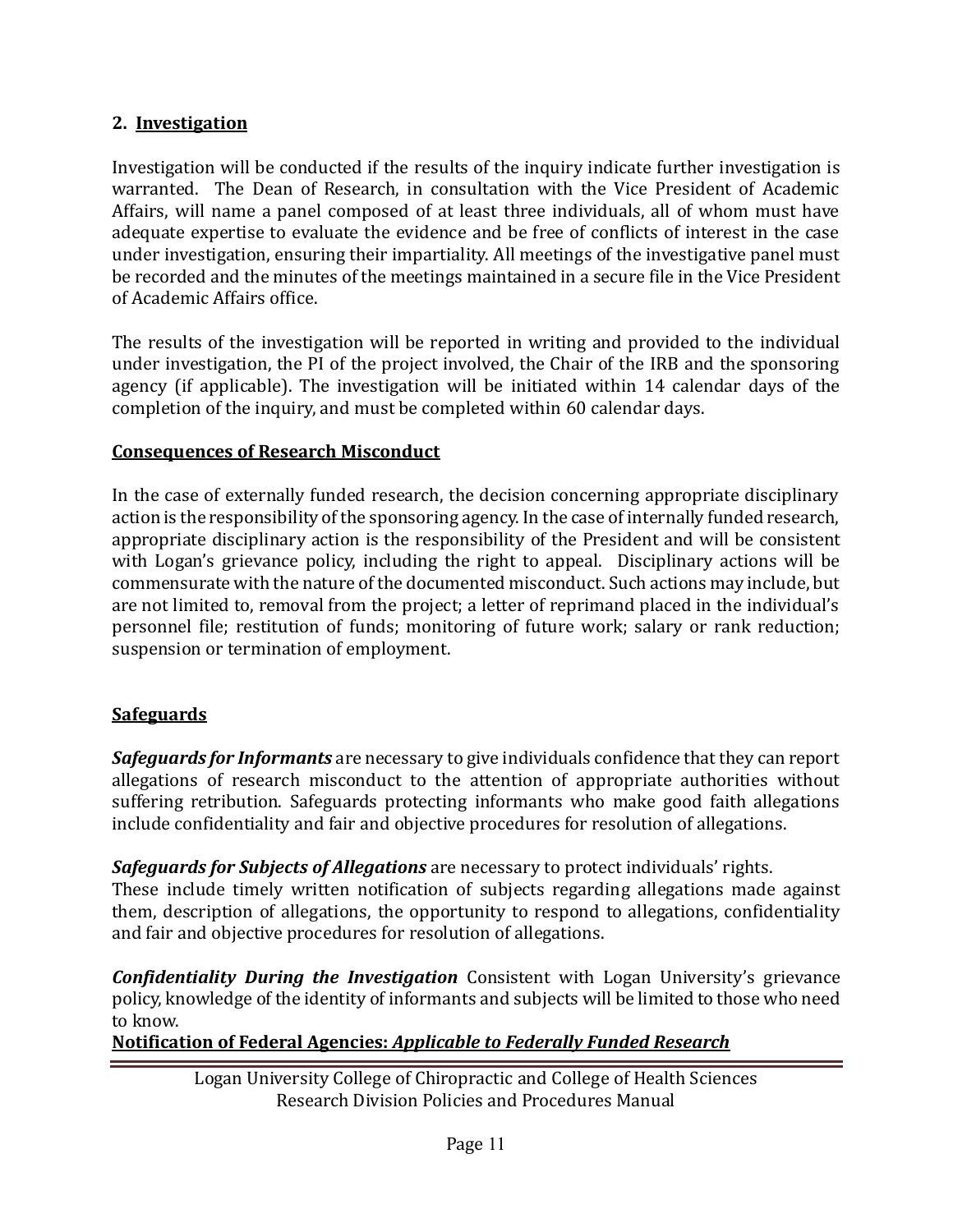## 2. Investigation

Investigation will be conducted if the results of the inquiry indicate further investigation is warranted. The Dean of Research, in consultation with the Vice President of Academic Affairs, will name a panel composed of at least three individuals, all of whom must have adequate expertise to evaluate the evidence and be free of conflicts of interest in the case under investigation, ensuring their impartiality. All meetings of the investigative panel must be recorded and the minutes of the meetings maintained in a secure file in the Vice President of Academic Affairs office.

The results of the investigation will be reported in writing and provided to the individual under investigation, the PI of the project involved, the Chair of the IRB and the sponsoring agency (if applicable). The investigation will be initiated within 14 calendar days of the completion of the inquiry, and must be completed within 60 calendar days.

## Consequences of Research Misconduct

In the case of externally funded research, the decision concerning appropriate disciplinary action is the responsibility of the sponsoring agency. In the case of internally funded research, appropriate disciplinary action is the responsibility of the President and will be consistent with Logan's grievance policy, including the right to appeal. Disciplinary actions will be commensurate with the nature of the documented misconduct. Such actions may include, but are not limited to, removal from the project; a letter of reprimand placed in the individual's personnel file; restitution of funds; monitoring of future work; salary or rank reduction; suspension or termination of employment.

## Safeguards

***Safeguards for Informants*** are necessary to give individuals confidence that they can report allegations of research misconduct to the attention of appropriate authorities without suffering retribution. Safeguards protecting informants who make good faith allegations include confidentiality and fair and objective procedures for resolution of allegations.

***Safeguards for Subjects of Allegations*** are necessary to protect individuals' rights.
These include timely written notification of subjects regarding allegations made against them, description of allegations, the opportunity to respond to allegations, confidentiality and fair and objective procedures for resolution of allegations.

***Confidentiality During the Investigation*** Consistent with Logan University's grievance policy, knowledge of the identity of informants and subjects will be limited to those who need to know.

## Notification of Federal Agencies: *Applicable to Federally Funded Research*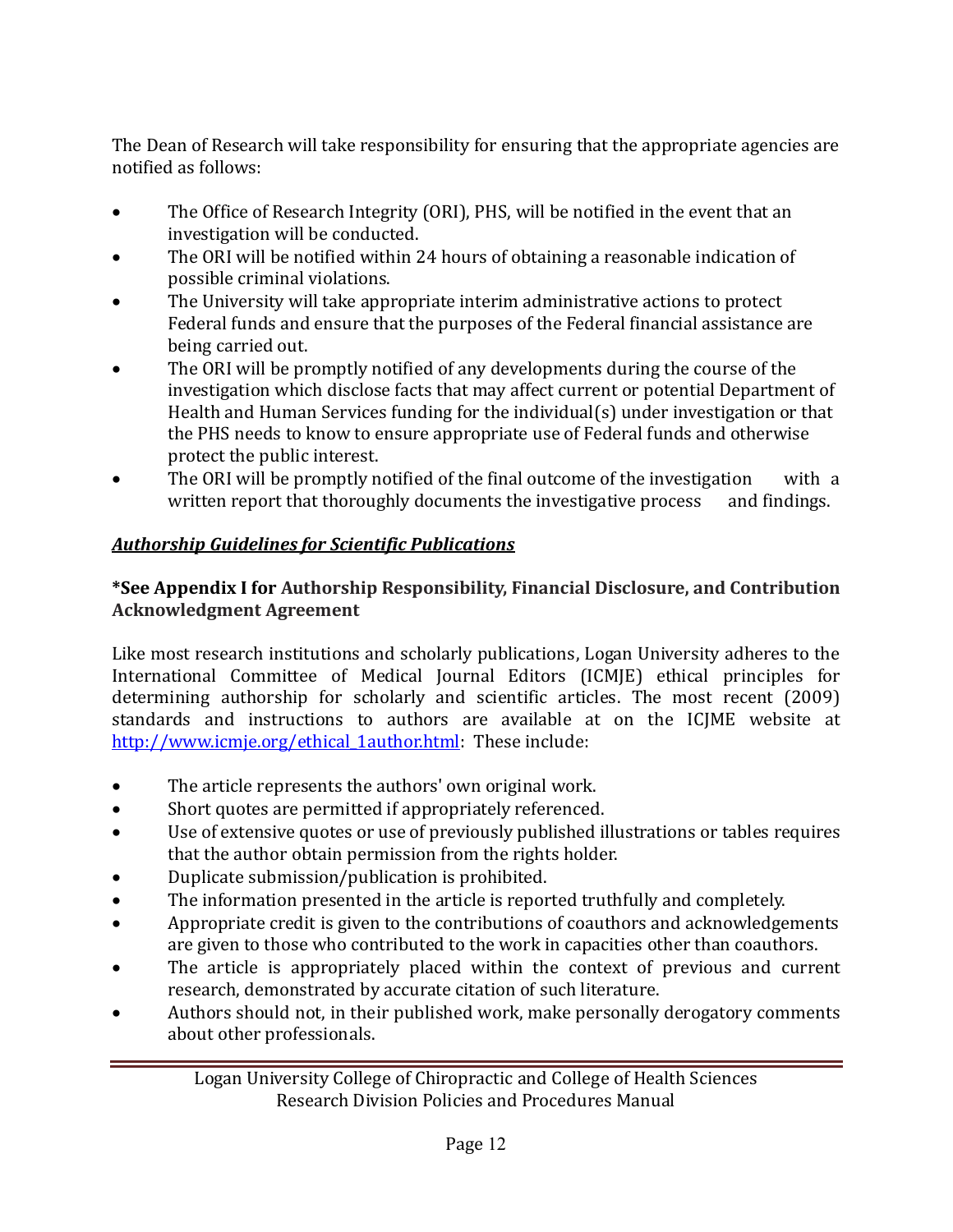The Dean of Research will take responsibility for ensuring that the appropriate agencies are notified as follows:

- The Office of Research Integrity (ORI), PHS, will be notified in the event that an investigation will be conducted.
- The ORI will be notified within 24 hours of obtaining a reasonable indication of possible criminal violations.
- The University will take appropriate interim administrative actions to protect Federal funds and ensure that the purposes of the Federal financial assistance are being carried out.
- The ORI will be promptly notified of any developments during the course of the investigation which disclose facts that may affect current or potential Department of Health and Human Services funding for the individual(s) under investigation or that the PHS needs to know to ensure appropriate use of Federal funds and otherwise protect the public interest.
- The ORI will be promptly notified of the final outcome of the investigation with a written report that thoroughly documents the investigative process and findings.

***Authorship Guidelines for Scientific Publications***

**\*See Appendix I for Authorship Responsibility, Financial Disclosure, and Contribution Acknowledgment Agreement**

Like most research institutions and scholarly publications, Logan University adheres to the International Committee of Medical Journal Editors (ICMJE) ethical principles for determining authorship for scholarly and scientific articles. The most recent (2009) standards and instructions to authors are available at on the ICJME website at [http://www.icmje.org/ethical_1author.html](http://www.icmje.org/ethical_1author.html): These include:

- The article represents the authors' own original work.
- Short quotes are permitted if appropriately referenced.
- Use of extensive quotes or use of previously published illustrations or tables requires that the author obtain permission from the rights holder.
- Duplicate submission/publication is prohibited.
- The information presented in the article is reported truthfully and completely.
- Appropriate credit is given to the contributions of coauthors and acknowledgements are given to those who contributed to the work in capacities other than coauthors.
- The article is appropriately placed within the context of previous and current research, demonstrated by accurate citation of such literature.
- Authors should not, in their published work, make personally derogatory comments about other professionals.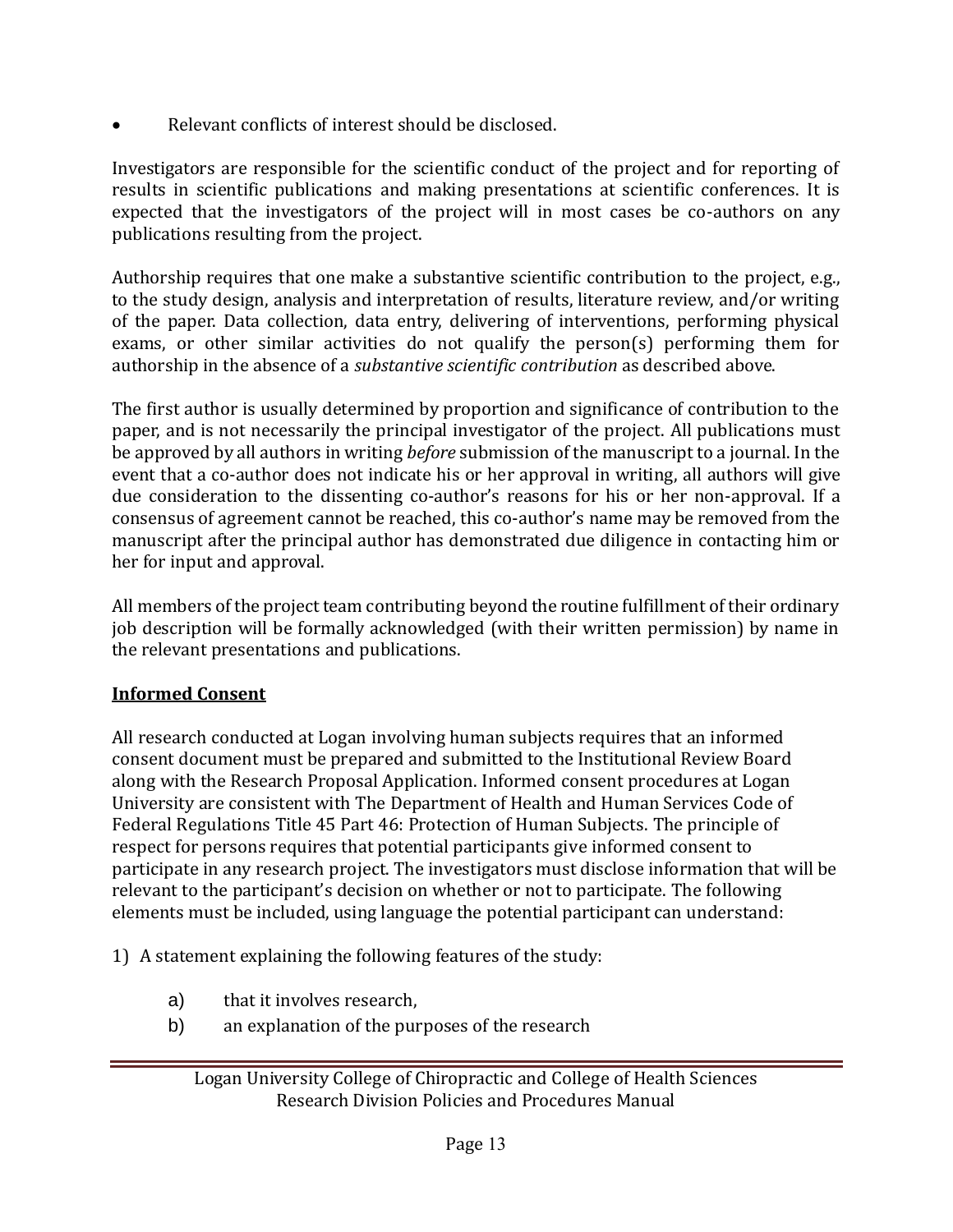- Relevant conflicts of interest should be disclosed.

Investigators are responsible for the scientific conduct of the project and for reporting of results in scientific publications and making presentations at scientific conferences. It is expected that the investigators of the project will in most cases be co-authors on any publications resulting from the project.

Authorship requires that one make a substantive scientific contribution to the project, e.g., to the study design, analysis and interpretation of results, literature review, and/or writing of the paper. Data collection, data entry, delivering of interventions, performing physical exams, or other similar activities do not qualify the person(s) performing them for authorship in the absence of a *substantive scientific contribution* as described above.

The first author is usually determined by proportion and significance of contribution to the paper, and is not necessarily the principal investigator of the project. All publications must be approved by all authors in writing *before* submission of the manuscript to a journal. In the event that a co-author does not indicate his or her approval in writing, all authors will give due consideration to the dissenting co-author's reasons for his or her non-approval. If a consensus of agreement cannot be reached, this co-author's name may be removed from the manuscript after the principal author has demonstrated due diligence in contacting him or her for input and approval.

All members of the project team contributing beyond the routine fulfillment of their ordinary job description will be formally acknowledged (with their written permission) by name in the relevant presentations and publications.

## Informed Consent

All research conducted at Logan involving human subjects requires that an informed consent document must be prepared and submitted to the Institutional Review Board along with the Research Proposal Application. Informed consent procedures at Logan University are consistent with The Department of Health and Human Services Code of Federal Regulations Title 45 Part 46: Protection of Human Subjects. The principle of respect for persons requires that potential participants give informed consent to participate in any research project. The investigators must disclose information that will be relevant to the participant's decision on whether or not to participate. The following elements must be included, using language the potential participant can understand:

1) A statement explaining the following features of the study:

   a) that it involves research,
   b) an explanation of the purposes of the research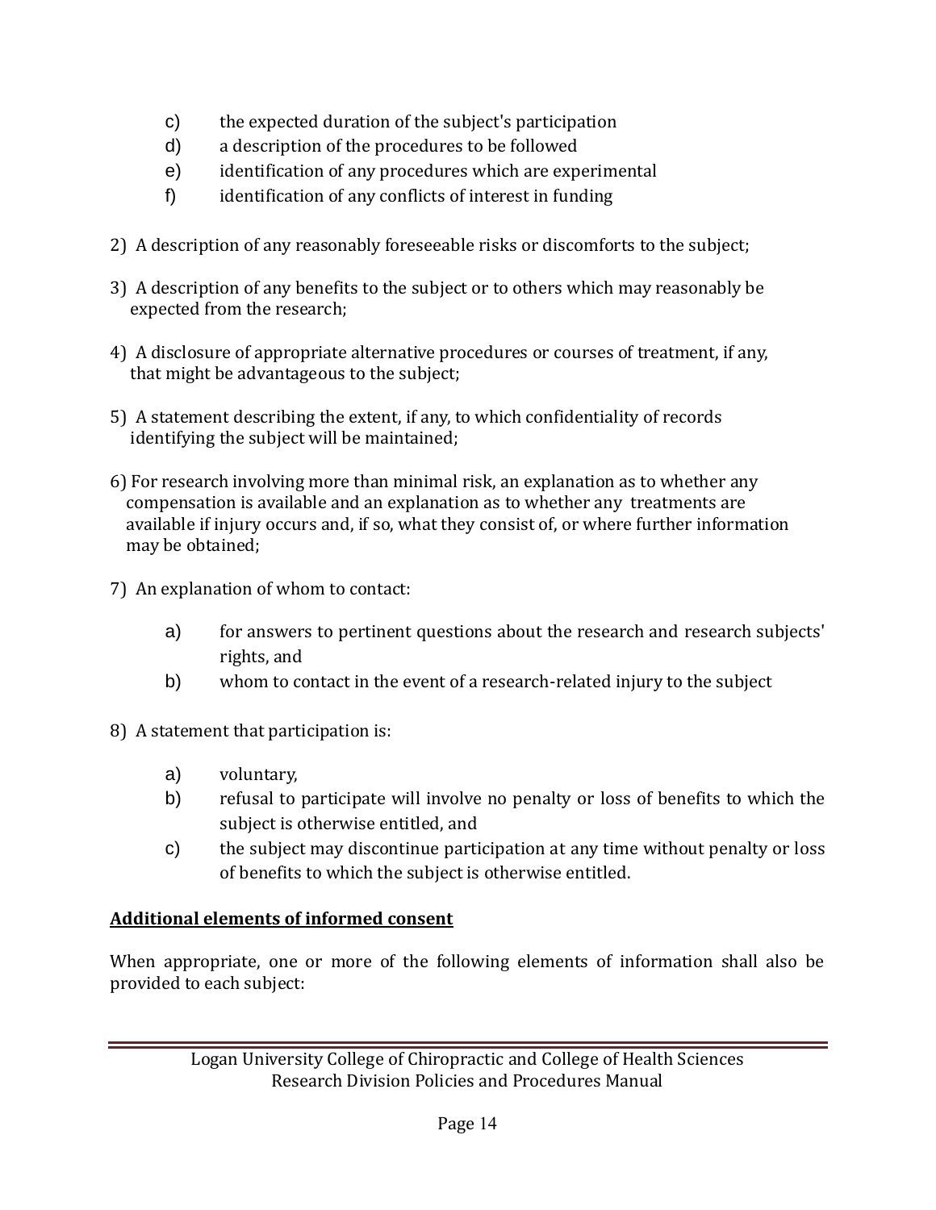c) the expected duration of the subject's participation
d) a description of the procedures to be followed
e) identification of any procedures which are experimental
f) identification of any conflicts of interest in funding

2) A description of any reasonably foreseeable risks or discomforts to the subject;

3) A description of any benefits to the subject or to others which may reasonably be expected from the research;

4) A disclosure of appropriate alternative procedures or courses of treatment, if any, that might be advantageous to the subject;

5) A statement describing the extent, if any, to which confidentiality of records identifying the subject will be maintained;

6) For research involving more than minimal risk, an explanation as to whether any compensation is available and an explanation as to whether any treatments are available if injury occurs and, if so, what they consist of, or where further information may be obtained;

7) An explanation of whom to contact:

   a) for answers to pertinent questions about the research and research subjects' rights, and
   b) whom to contact in the event of a research-related injury to the subject

8) A statement that participation is:

   a) voluntary,
   b) refusal to participate will involve no penalty or loss of benefits to which the subject is otherwise entitled, and
   c) the subject may discontinue participation at any time without penalty or loss of benefits to which the subject is otherwise entitled.

**Additional elements of informed consent**

When appropriate, one or more of the following elements of information shall also be provided to each subject: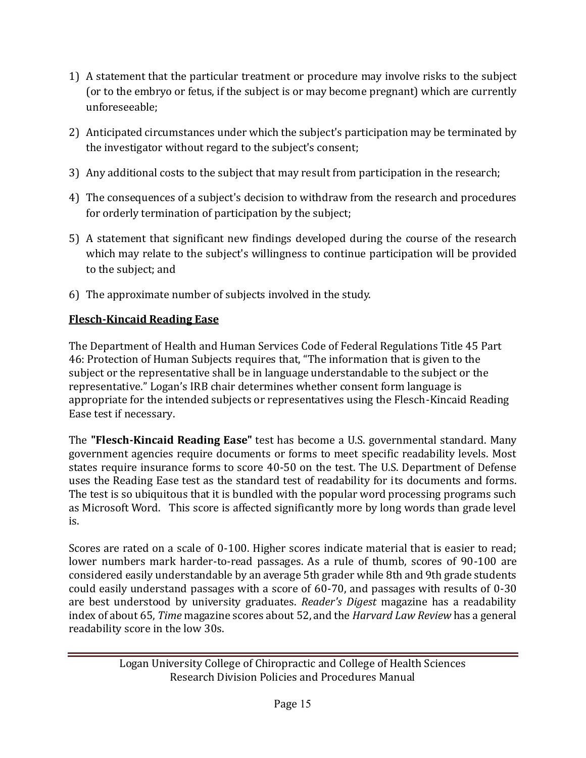1) A statement that the particular treatment or procedure may involve risks to the subject (or to the embryo or fetus, if the subject is or may become pregnant) which are currently unforeseeable;
2) Anticipated circumstances under which the subject's participation may be terminated by the investigator without regard to the subject's consent;
3) Any additional costs to the subject that may result from participation in the research;
4) The consequences of a subject's decision to withdraw from the research and procedures for orderly termination of participation by the subject;
5) A statement that significant new findings developed during the course of the research which may relate to the subject's willingness to continue participation will be provided to the subject; and
6) The approximate number of subjects involved in the study.

## Flesch-Kincaid Reading Ease

The Department of Health and Human Services Code of Federal Regulations Title 45 Part 46: Protection of Human Subjects requires that, "The information that is given to the subject or the representative shall be in language understandable to the subject or the representative." Logan's IRB chair determines whether consent form language is appropriate for the intended subjects or representatives using the Flesch-Kincaid Reading Ease test if necessary.

The **"Flesch-Kincaid Reading Ease"** test has become a U.S. governmental standard. Many government agencies require documents or forms to meet specific readability levels. Most states require insurance forms to score 40-50 on the test. The U.S. Department of Defense uses the Reading Ease test as the standard test of readability for its documents and forms. The test is so ubiquitous that it is bundled with the popular word processing programs such as Microsoft Word. This score is affected significantly more by long words than grade level is.

Scores are rated on a scale of 0-100. Higher scores indicate material that is easier to read; lower numbers mark harder-to-read passages. As a rule of thumb, scores of 90-100 are considered easily understandable by an average 5th grader while 8th and 9th grade students could easily understand passages with a score of 60-70, and passages with results of 0-30 are best understood by university graduates. *Reader's Digest* magazine has a readability index of about 65, *Time* magazine scores about 52, and the *Harvard Law Review* has a general readability score in the low 30s.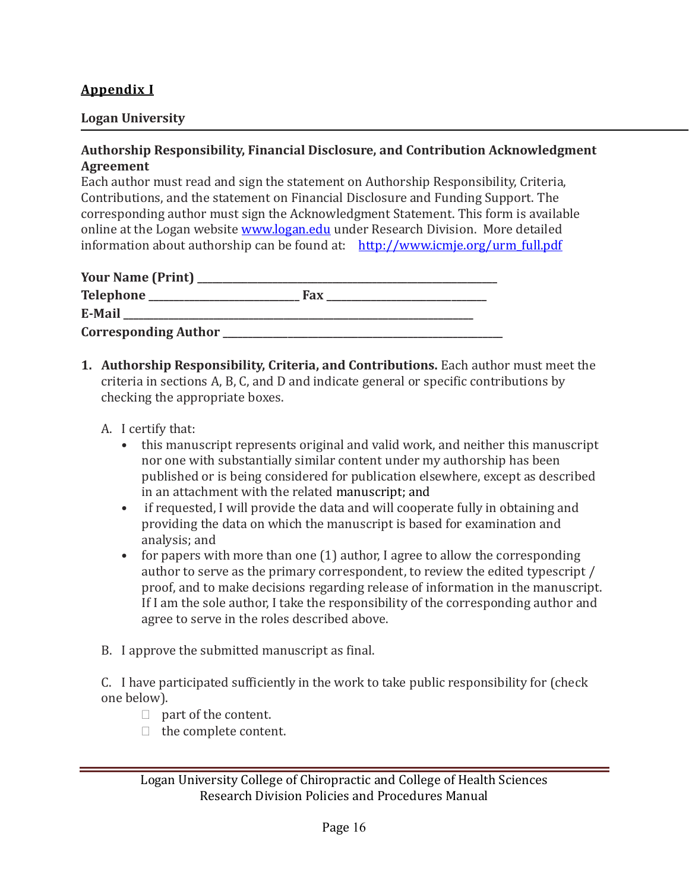## Appendix I

**Logan University**

**Authorship Responsibility, Financial Disclosure, and Contribution Acknowledgment Agreement**

Each author must read and sign the statement on Authorship Responsibility, Criteria, Contributions, and the statement on Financial Disclosure and Funding Support. The corresponding author must sign the Acknowledgment Statement. This form is available online at the Logan website www.logan.edu under Research Division. More detailed information about authorship can be found at: http://www.icmje.org/urm_full.pdf

**Your Name (Print)** ____________________________________________

**Telephone** ______________________ **Fax** ________________________

**E-Mail** ____________________________________________________

**Corresponding Author** ________________________________________

1. **Authorship Responsibility, Criteria, and Contributions.** Each author must meet the criteria in sections A, B, C, and D and indicate general or specific contributions by checking the appropriate boxes.

   A. I certify that:
   - this manuscript represents original and valid work, and neither this manuscript nor one with substantially similar content under my authorship has been published or is being considered for publication elsewhere, except as described in an attachment with the related manuscript; and
   - if requested, I will provide the data and will cooperate fully in obtaining and providing the data on which the manuscript is based for examination and analysis; and
   - for papers with more than one (1) author, I agree to allow the corresponding author to serve as the primary correspondent, to review the edited typescript / proof, and to make decisions regarding release of information in the manuscript. If I am the sole author, I take the responsibility of the corresponding author and agree to serve in the roles described above.

   B. I approve the submitted manuscript as final.

   C. I have participated sufficiently in the work to take public responsibility for (check one below).
   - ☐ part of the content.
   - ☐ the complete content.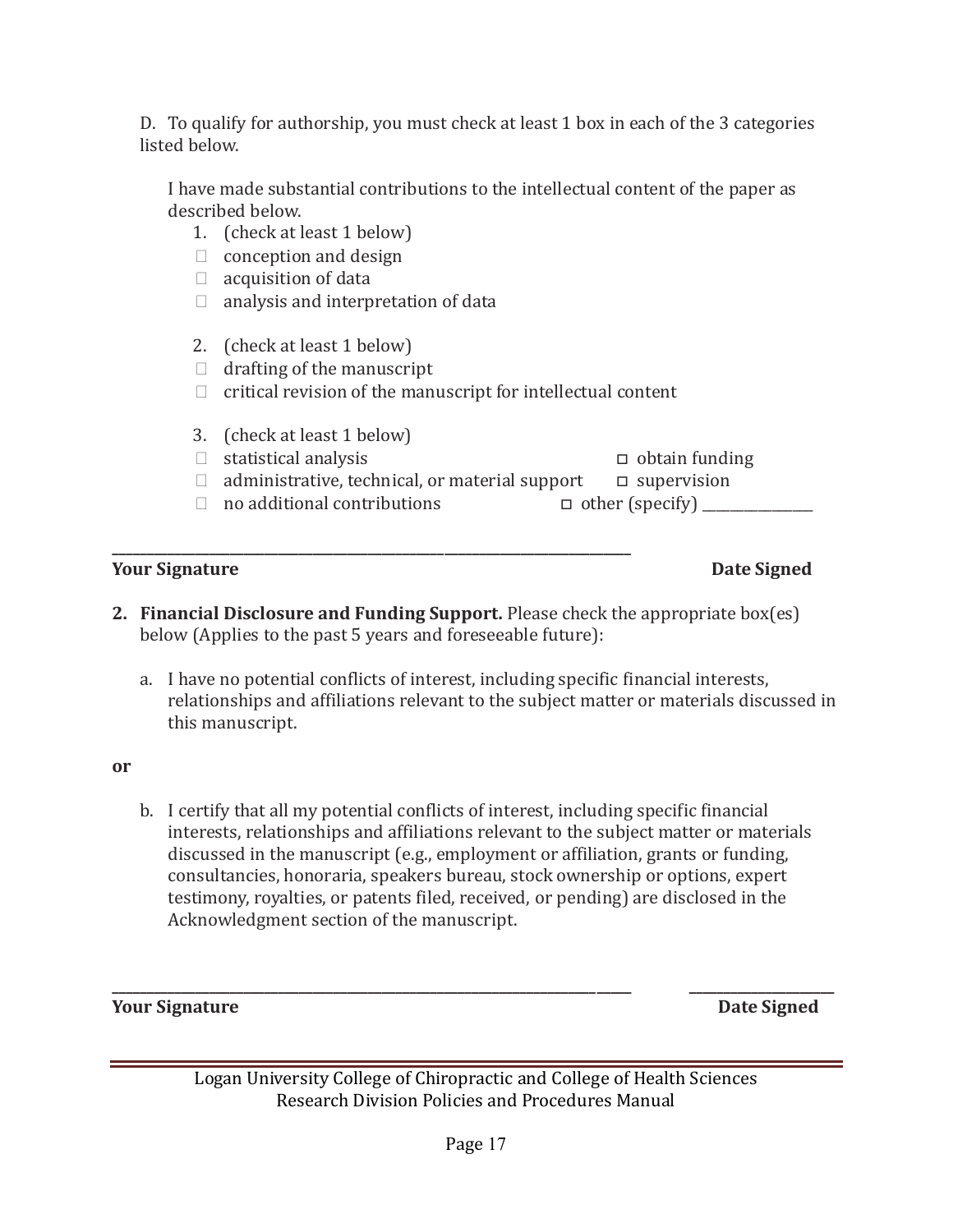D. To qualify for authorship, you must check at least 1 box in each of the 3 categories listed below.

I have made substantial contributions to the intellectual content of the paper as described below.

1. (check at least 1 below)
   - ☐ conception and design
   - ☐ acquisition of data
   - ☐ analysis and interpretation of data

2. (check at least 1 below)
   - ☐ drafting of the manuscript
   - ☐ critical revision of the manuscript for intellectual content

3. (check at least 1 below)
   - ☐ statistical analysis
   - ☐ obtain funding
   - ☐ administrative, technical, or material support
   - ☐ supervision
   - ☐ no additional contributions
   - ☐ other (specify) _______________

______________________________________________________________________

**Your Signature** **Date Signed**

2. **Financial Disclosure and Funding Support.** Please check the appropriate box(es) below (Applies to the past 5 years and foreseeable future):

   a. I have no potential conflicts of interest, including specific financial interests, relationships and affiliations relevant to the subject matter or materials discussed in this manuscript.

**or**

   b. I certify that all my potential conflicts of interest, including specific financial interests, relationships and affiliations relevant to the subject matter or materials discussed in the manuscript (e.g., employment or affiliation, grants or funding, consultancies, honoraria, speakers bureau, stock ownership or options, expert testimony, royalties, or patents filed, received, or pending) are disclosed in the Acknowledgment section of the manuscript.

______________________________________________________________________ ____________________

**Your Signature** **Date Signed**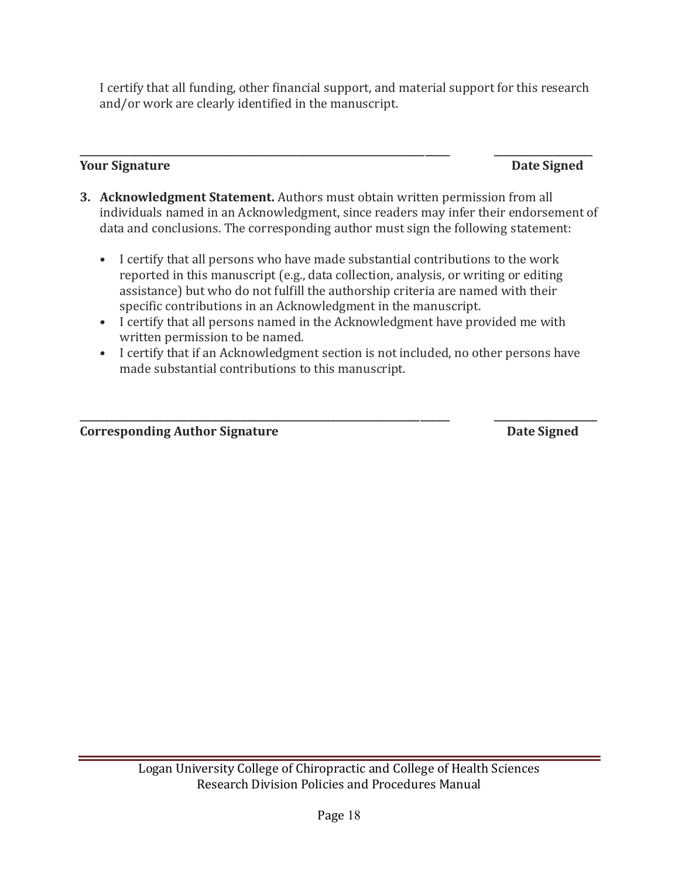I certify that all funding, other financial support, and material support for this research and/or work are clearly identified in the manuscript.

\_\_\_\_\_\_\_\_\_\_\_\_\_\_\_\_\_\_\_\_\_\_\_\_\_\_\_\_\_\_\_\_\_\_\_\_\_\_\_\_\_\_\_\_\_\_\_\_\_\_\_\_\_\_\_\_\_\_\_\_\_\_ \_\_\_\_\_\_\_\_\_\_\_\_\_\_\_\_\_\_\_\_

**Your Signature** **Date Signed**

3. **Acknowledgment Statement.** Authors must obtain written permission from all individuals named in an Acknowledgment, since readers may infer their endorsement of data and conclusions. The corresponding author must sign the following statement:

   - I certify that all persons who have made substantial contributions to the work reported in this manuscript (e.g., data collection, analysis, or writing or editing assistance) but who do not fulfill the authorship criteria are named with their specific contributions in an Acknowledgment in the manuscript.
   - I certify that all persons named in the Acknowledgment have provided me with written permission to be named.
   - I certify that if an Acknowledgment section is not included, no other persons have made substantial contributions to this manuscript.

\_\_\_\_\_\_\_\_\_\_\_\_\_\_\_\_\_\_\_\_\_\_\_\_\_\_\_\_\_\_\_\_\_\_\_\_\_\_\_\_\_\_\_\_\_\_\_\_\_\_\_\_\_\_\_\_\_\_\_\_\_\_ \_\_\_\_\_\_\_\_\_\_\_\_\_\_\_\_\_\_\_\_

**Corresponding Author Signature** **Date Signed**